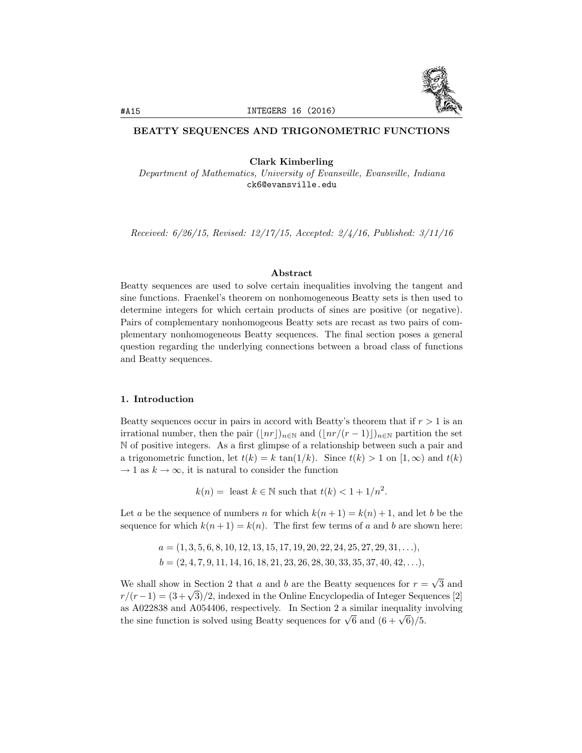# BEATTY SEQUENCES AND TRIGONOMETRIC FUNCTIONS

**Clark Kimberling**
*Department of Mathematics, University of Evansville, Evansville, Indiana*
ck6@evansville.edu

*Received: 6/26/15, Revised: 12/17/15, Accepted: 2/4/16, Published: 3/11/16*

### Abstract

Beatty sequences are used to solve certain inequalities involving the tangent and sine functions. Fraenkel's theorem on nonhomogeneous Beatty sets is then used to determine integers for which certain products of sines are positive (or negative). Pairs of complementary nonhomogeous Beatty sets are recast as two pairs of complementary nonhomogeneous Beatty sequences. The final section poses a general question regarding the underlying connections between a broad class of functions and Beatty sequences.

## 1. Introduction

Beatty sequences occur in pairs in accord with Beatty's theorem that if $r > 1$ is an irrational number, then the pair $(\lfloor nr \rfloor)_{n\in\mathbb{N}}$ and $(\lfloor nr/(r-1) \rfloor)_{n\in\mathbb{N}}$ partition the set $\mathbb{N}$ of positive integers. As a first glimpse of a relationship between such a pair and a trigonometric function, let $t(k) = k\,\tan(1/k)$. Since $t(k) > 1$ on $[1, \infty)$ and $t(k) \to 1$ as $k \to \infty$, it is natural to consider the function

$$k(n) = \text{ least } k \in \mathbb{N} \text{ such that } t(k) < 1 + 1/n^2.$$

Let $a$ be the sequence of numbers $n$ for which $k(n+1) = k(n) + 1$, and let $b$ be the sequence for which $k(n+1) = k(n)$. The first few terms of $a$ and $b$ are shown here:

$$a = (1, 3, 5, 6, 8, 10, 12, 13, 15, 17, 19, 20, 22, 24, 25, 27, 29, 31, \ldots),$$
$$b = (2, 4, 7, 9, 11, 14, 16, 18, 21, 23, 26, 28, 30, 33, 35, 37, 40, 42, \ldots),$$

We shall show in Section 2 that $a$ and $b$ are the Beatty sequences for $r = \sqrt{3}$ and $r/(r-1) = (3+\sqrt{3})/2$, indexed in the Online Encyclopedia of Integer Sequences [2] as A022838 and A054406, respectively. In Section 2 a similar inequality involving the sine function is solved using Beatty sequences for $\sqrt{6}$ and $(6+\sqrt{6})/5$.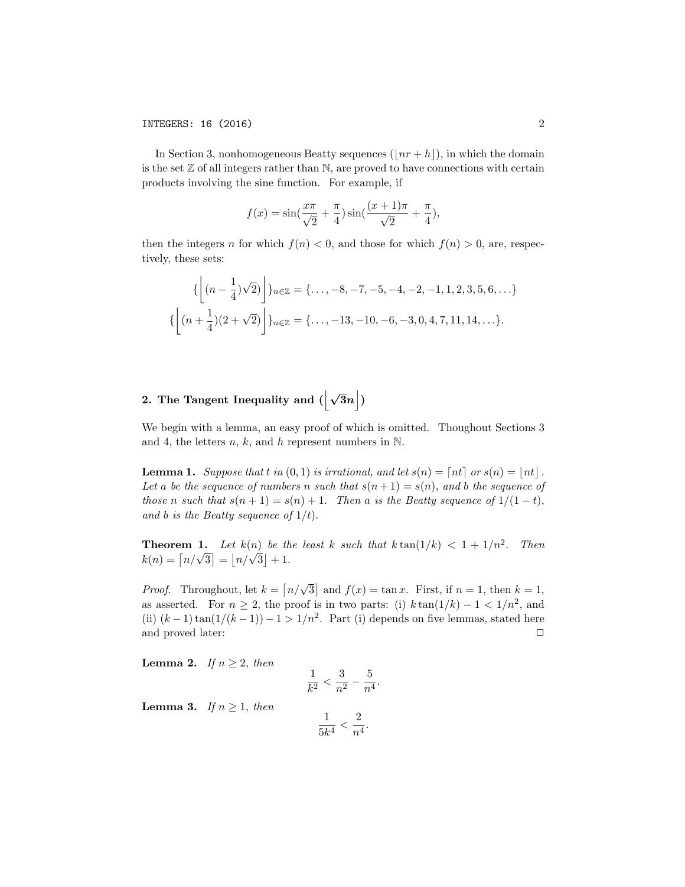In Section 3, nonhomogeneous Beatty sequences ($\lfloor nr+h \rfloor$), in which the domain is the set $\mathbb{Z}$ of all integers rather than $\mathbb{N}$, are proved to have connections with certain products involving the sine function. For example, if

$$f(x) = \sin(\frac{x\pi}{\sqrt{2}} + \frac{\pi}{4})\sin(\frac{(x+1)\pi}{\sqrt{2}} + \frac{\pi}{4}),$$

then the integers $n$ for which $f(n) < 0$, and those for which $f(n) > 0$, are, respectively, these sets:

$$\{\left\lfloor (n - \frac{1}{4})\sqrt{2}) \right\rfloor\}_{n\in\mathbb{Z}} = \{\ldots, -8, -7, -5, -4, -2, -1, 1, 2, 3, 5, 6, \ldots\}$$

$$\{\left\lfloor (n + \frac{1}{4})(2+\sqrt{2}) \right\rfloor\}_{n\in\mathbb{Z}} = \{\ldots, -13, -10, -6, -3, 0, 4, 7, 11, 14, \ldots\}.$$

## 2. The Tangent Inequality and ($\left\lfloor \sqrt{3}n \right\rfloor$)

We begin with a lemma, an easy proof of which is omitted. Thoughout Sections 3 and 4, the letters $n$, $k$, and $h$ represent numbers in $\mathbb{N}$.

**Lemma 1.** *Suppose that $t$ in $(0,1)$ is irrational, and let $s(n) = \lceil nt \rceil$ or $s(n) = \lfloor nt \rfloor$. Let $a$ be the sequence of numbers $n$ such that $s(n+1) = s(n)$, and $b$ the sequence of those $n$ such that $s(n+1) = s(n)+1$. Then $a$ is the Beatty sequence of $1/(1-t)$, and $b$ is the Beatty sequence of $1/t$).*

**Theorem 1.** *Let $k(n)$ be the least $k$ such that $k\tan(1/k) < 1 + 1/n^2$. Then $k(n) = \lceil n/\sqrt{3} \rceil = \lfloor n/\sqrt{3} \rfloor + 1$.*

*Proof.* Throughout, let $k = \lceil n/\sqrt{3} \rceil$ and $f(x) = \tan x$. First, if $n = 1$, then $k = 1$, as asserted. For $n \geq 2$, the proof is in two parts: (i) $k\tan(1/k) - 1 < 1/n^2$, and (ii) $(k-1)\tan(1/(k-1)) - 1 > 1/n^2$. Part (i) depends on five lemmas, stated here and proved later: □

**Lemma 2.** *If $n \geq 2$, then*

$$\frac{1}{k^2} < \frac{3}{n^2} - \frac{5}{n^4}.$$

**Lemma 3.** *If $n \geq 1$, then*

$$\frac{1}{5k^4} < \frac{2}{n^4}.$$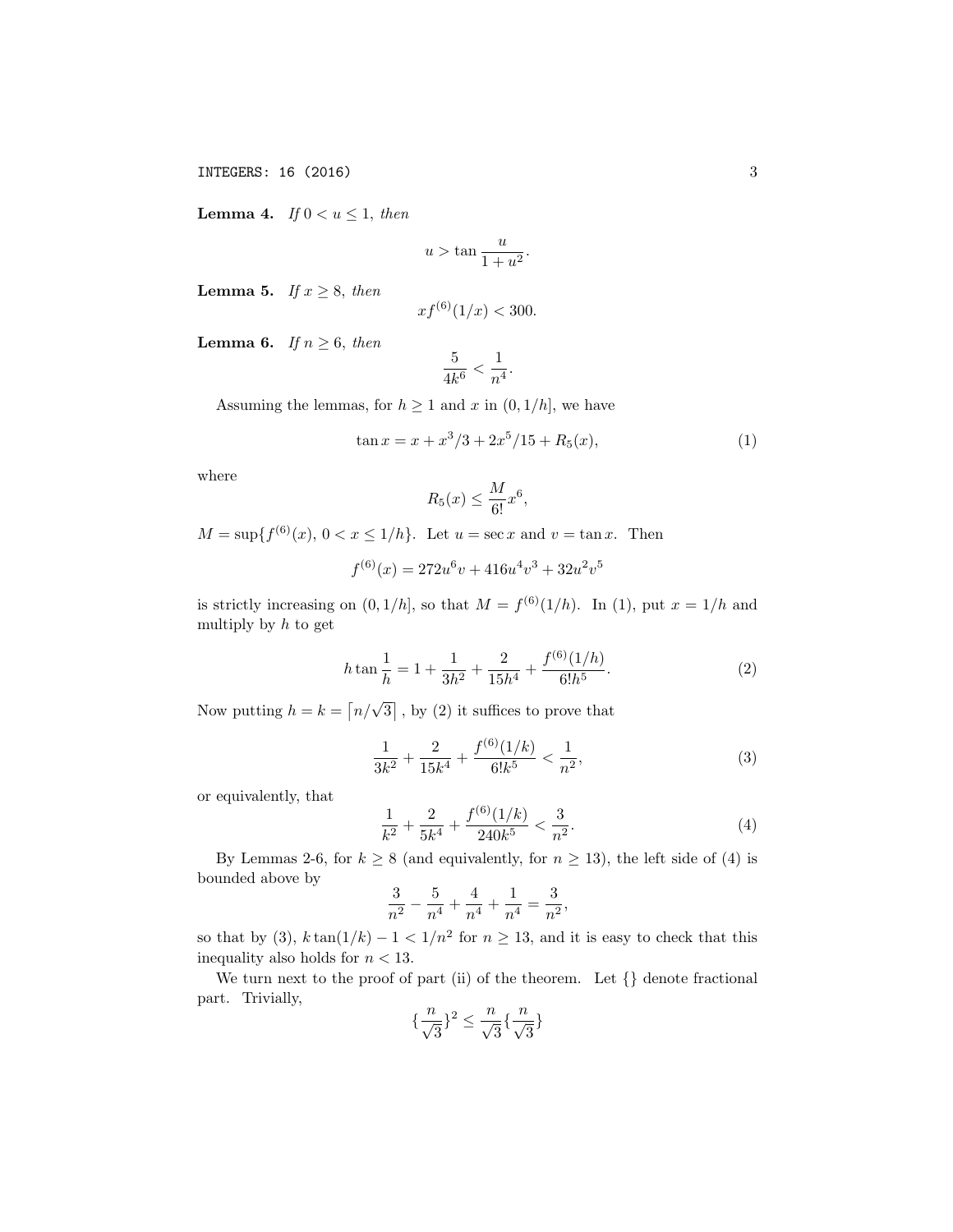**Lemma 4.** *If $0 < u \leq 1$, then*

$$u > \tan \frac{u}{1+u^2}.$$

**Lemma 5.** *If $x \geq 8$, then*

$$xf^{(6)}(1/x) < 300.$$

**Lemma 6.** *If $n \geq 6$, then*

$$\frac{5}{4k^6} < \frac{1}{n^4}.$$

Assuming the lemmas, for $h \geq 1$ and $x$ in $(0, 1/h]$, we have

$$\tan x = x + x^3/3 + 2x^5/15 + R_5(x), \tag{1}$$

where

$$R_5(x) \leq \frac{M}{6!}x^6,$$

$M = \sup\{f^{(6)}(x),\ 0 < x \leq 1/h\}$. Let $u = \sec x$ and $v = \tan x$. Then

$$f^{(6)}(x) = 272u^6v + 416u^4v^3 + 32u^2v^5$$

is strictly increasing on $(0, 1/h]$, so that $M = f^{(6)}(1/h)$. In (1), put $x = 1/h$ and multiply by $h$ to get

$$h \tan \frac{1}{h} = 1 + \frac{1}{3h^2} + \frac{2}{15h^4} + \frac{f^{(6)}(1/h)}{6!h^5}. \tag{2}$$

Now putting $h = k = \lceil n/\sqrt{3} \rceil$, by (2) it suffices to prove that

$$\frac{1}{3k^2} + \frac{2}{15k^4} + \frac{f^{(6)}(1/k)}{6!k^5} < \frac{1}{n^2}, \tag{3}$$

or equivalently, that

$$\frac{1}{k^2} + \frac{2}{5k^4} + \frac{f^{(6)}(1/k)}{240k^5} < \frac{3}{n^2}. \tag{4}$$

By Lemmas 2-6, for $k \geq 8$ (and equivalently, for $n \geq 13$), the left side of (4) is bounded above by

$$\frac{3}{n^2} - \frac{5}{n^4} + \frac{4}{n^4} + \frac{1}{n^4} = \frac{3}{n^2},$$

so that by (3), $k \tan(1/k) - 1 < 1/n^2$ for $n \geq 13$, and it is easy to check that this inequality also holds for $n < 13$.

We turn next to the proof of part (ii) of the theorem. Let {} denote fractional part. Trivially,

$$\{\frac{n}{\sqrt{3}}\}^2 \leq \frac{n}{\sqrt{3}}\{\frac{n}{\sqrt{3}}\}$$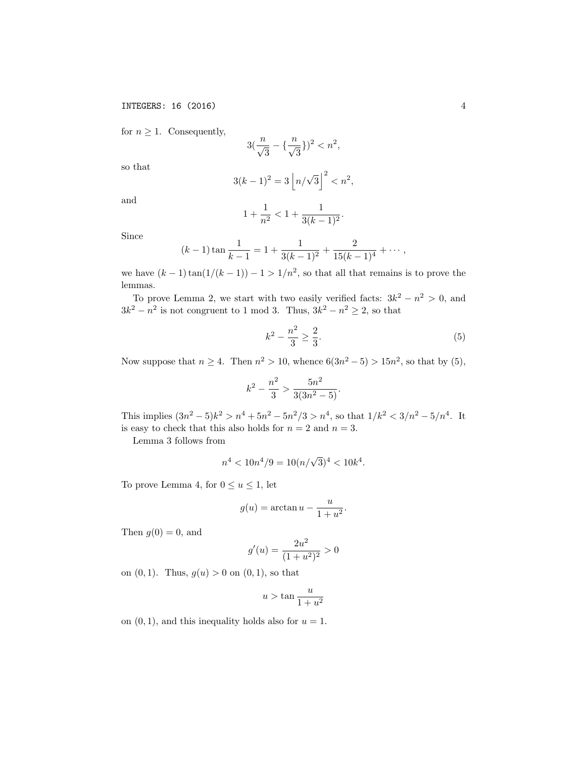for $n \geq 1$. Consequently,

$$3(\frac{n}{\sqrt{3}} - \{\frac{n}{\sqrt{3}}\})^2 < n^2,$$

so that

$$3(k-1)^2 = 3\left\lfloor n/\sqrt{3} \right\rfloor^2 < n^2,$$

and

$$1 + \frac{1}{n^2} < 1 + \frac{1}{3(k-1)^2}.$$

Since

$$(k-1)\tan\frac{1}{k-1} = 1 + \frac{1}{3(k-1)^2} + \frac{2}{15(k-1)^4} + \cdots,$$

we have $(k-1)\tan(1/(k-1)) - 1 > 1/n^2$, so that all that remains is to prove the lemmas.

To prove Lemma 2, we start with two easily verified facts: $3k^2 - n^2 > 0$, and $3k^2 - n^2$ is not congruent to 1 mod 3. Thus, $3k^2 - n^2 \geq 2$, so that

$$k^2 - \frac{n^2}{3} \geq \frac{2}{3}. \tag{5}$$

Now suppose that $n \geq 4$. Then $n^2 > 10$, whence $6(3n^2 - 5) > 15n^2$, so that by (5),

$$k^2 - \frac{n^2}{3} > \frac{5n^2}{3(3n^2 - 5)}.$$

This implies $(3n^2 - 5)k^2 > n^4 + 5n^2 - 5n^2/3 > n^4$, so that $1/k^2 < 3/n^2 - 5/n^4$. It is easy to check that this also holds for $n = 2$ and $n = 3$.

Lemma 3 follows from

$$n^4 < 10n^4/9 = 10(n/\sqrt{3})^4 < 10k^4.$$

To prove Lemma 4, for $0 \leq u \leq 1$, let

$$g(u) = \arctan u - \frac{u}{1+u^2}.$$

Then $g(0) = 0$, and

$$g'(u) = \frac{2u^2}{(1+u^2)^2} > 0$$

on $(0, 1)$. Thus, $g(u) > 0$ on $(0, 1)$, so that

$$u > \tan\frac{u}{1+u^2}$$

on $(0, 1)$, and this inequality holds also for $u = 1$.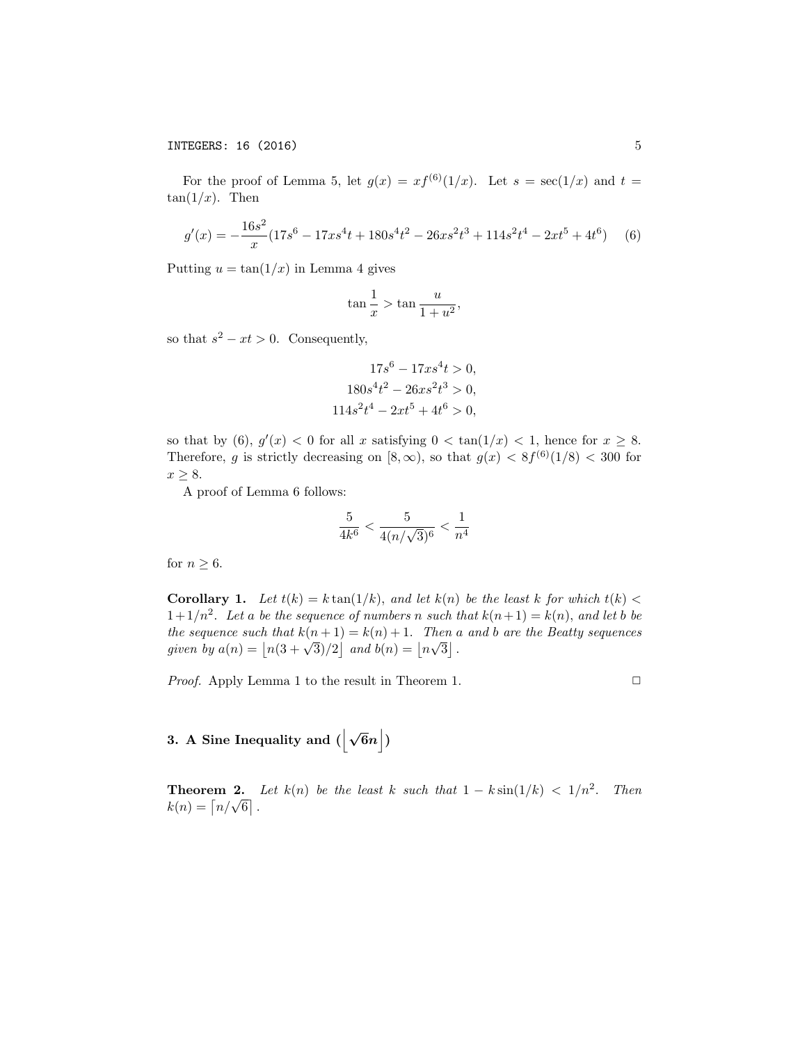For the proof of Lemma 5, let $g(x) = xf^{(6)}(1/x)$. Let $s = \sec(1/x)$ and $t = \tan(1/x)$. Then

$$g'(x) = -\frac{16s^2}{x}(17s^6 - 17xs^4t + 180s^4t^2 - 26xs^2t^3 + 114s^2t^4 - 2xt^5 + 4t^6) \quad (6)$$

Putting $u = \tan(1/x)$ in Lemma 4 gives

$$\tan\frac{1}{x} > \tan\frac{u}{1+u^2},$$

so that $s^2 - xt > 0$. Consequently,

$$17s^6 - 17xs^4t > 0,$$
$$180s^4t^2 - 26xs^2t^3 > 0,$$
$$114s^2t^4 - 2xt^5 + 4t^6 > 0,$$

so that by (6), $g'(x) < 0$ for all $x$ satisfying $0 < \tan(1/x) < 1$, hence for $x \geq 8$. Therefore, $g$ is strictly decreasing on $[8, \infty)$, so that $g(x) < 8f^{(6)}(1/8) < 300$ for $x \geq 8$.

A proof of Lemma 6 follows:

$$\frac{5}{4k^6} < \frac{5}{4(n/\sqrt{3})^6} < \frac{1}{n^4}$$

for $n \geq 6$.

**Corollary 1.** *Let $t(k) = k\tan(1/k)$, and let $k(n)$ be the least $k$ for which $t(k) < 1 + 1/n^2$. Let $a$ be the sequence of numbers $n$ such that $k(n+1) = k(n)$, and let $b$ be the sequence such that $k(n+1) = k(n) + 1$. Then $a$ and $b$ are the Beatty sequences given by $a(n) = \lfloor n(3+\sqrt{3})/2 \rfloor$ and $b(n) = \lfloor n\sqrt{3} \rfloor$.*

*Proof.* Apply Lemma 1 to the result in Theorem 1. □

## 3. A Sine Inequality and $(\lfloor \sqrt{6}n \rfloor)$

**Theorem 2.** *Let $k(n)$ be the least $k$ such that $1 - k\sin(1/k) < 1/n^2$. Then $k(n) = \lceil n/\sqrt{6} \rceil$.*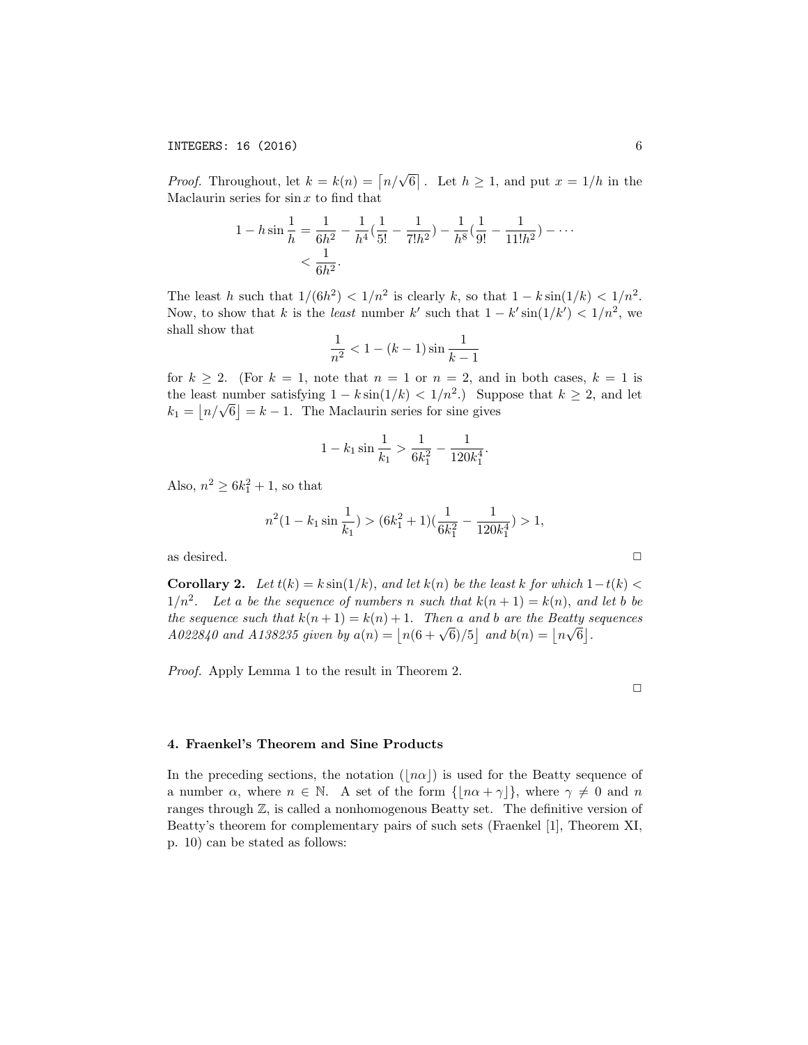*Proof.* Throughout, let $k = k(n) = \lceil n/\sqrt{6} \rceil$. Let $h \geq 1$, and put $x = 1/h$ in the Maclaurin series for $\sin x$ to find that

$$1 - h \sin \frac{1}{h} = \frac{1}{6h^2} - \frac{1}{h^4}\left(\frac{1}{5!} - \frac{1}{7!h^2}\right) - \frac{1}{h^8}\left(\frac{1}{9!} - \frac{1}{11!h^2}\right) - \cdots$$
$$< \frac{1}{6h^2}.$$

The least $h$ such that $1/(6h^2) < 1/n^2$ is clearly $k$, so that $1 - k\sin(1/k) < 1/n^2$. Now, to show that $k$ is the *least* number $k'$ such that $1 - k' \sin(1/k') < 1/n^2$, we shall show that

$$\frac{1}{n^2} < 1 - (k-1)\sin\frac{1}{k-1}$$

for $k \geq 2$. (For $k = 1$, note that $n = 1$ or $n = 2$, and in both cases, $k = 1$ is the least number satisfying $1 - k\sin(1/k) < 1/n^2$.) Suppose that $k \geq 2$, and let $k_1 = \lfloor n/\sqrt{6} \rfloor = k - 1$. The Maclaurin series for sine gives

$$1 - k_1 \sin\frac{1}{k_1} > \frac{1}{6k_1^2} - \frac{1}{120k_1^4}.$$

Also, $n^2 \geq 6k_1^2 + 1$, so that

$$n^2\left(1 - k_1 \sin\frac{1}{k_1}\right) > (6k_1^2 + 1)\left(\frac{1}{6k_1^2} - \frac{1}{120k_1^4}\right) > 1,$$

as desired. □

**Corollary 2.** *Let $t(k) = k\sin(1/k)$, and let $k(n)$ be the least $k$ for which $1 - t(k) < 1/n^2$. Let $a$ be the sequence of numbers $n$ such that $k(n+1) = k(n)$, and let $b$ be the sequence such that $k(n+1) = k(n) + 1$. Then $a$ and $b$ are the Beatty sequences A022840 and A138235 given by $a(n) = \lfloor n(6+\sqrt{6})/5 \rfloor$ and $b(n) = \lfloor n\sqrt{6} \rfloor$.*

*Proof.* Apply Lemma 1 to the result in Theorem 2.

□

## 4. Fraenkel's Theorem and Sine Products

In the preceding sections, the notation $(\lfloor n\alpha \rfloor)$ is used for the Beatty sequence of a number $\alpha$, where $n \in \mathbb{N}$. A set of the form $\{\lfloor n\alpha + \gamma \rfloor\}$, where $\gamma \neq 0$ and $n$ ranges through $\mathbb{Z}$, is called a nonhomogenous Beatty set. The definitive version of Beatty's theorem for complementary pairs of such sets (Fraenkel [1], Theorem XI, p. 10) can be stated as follows: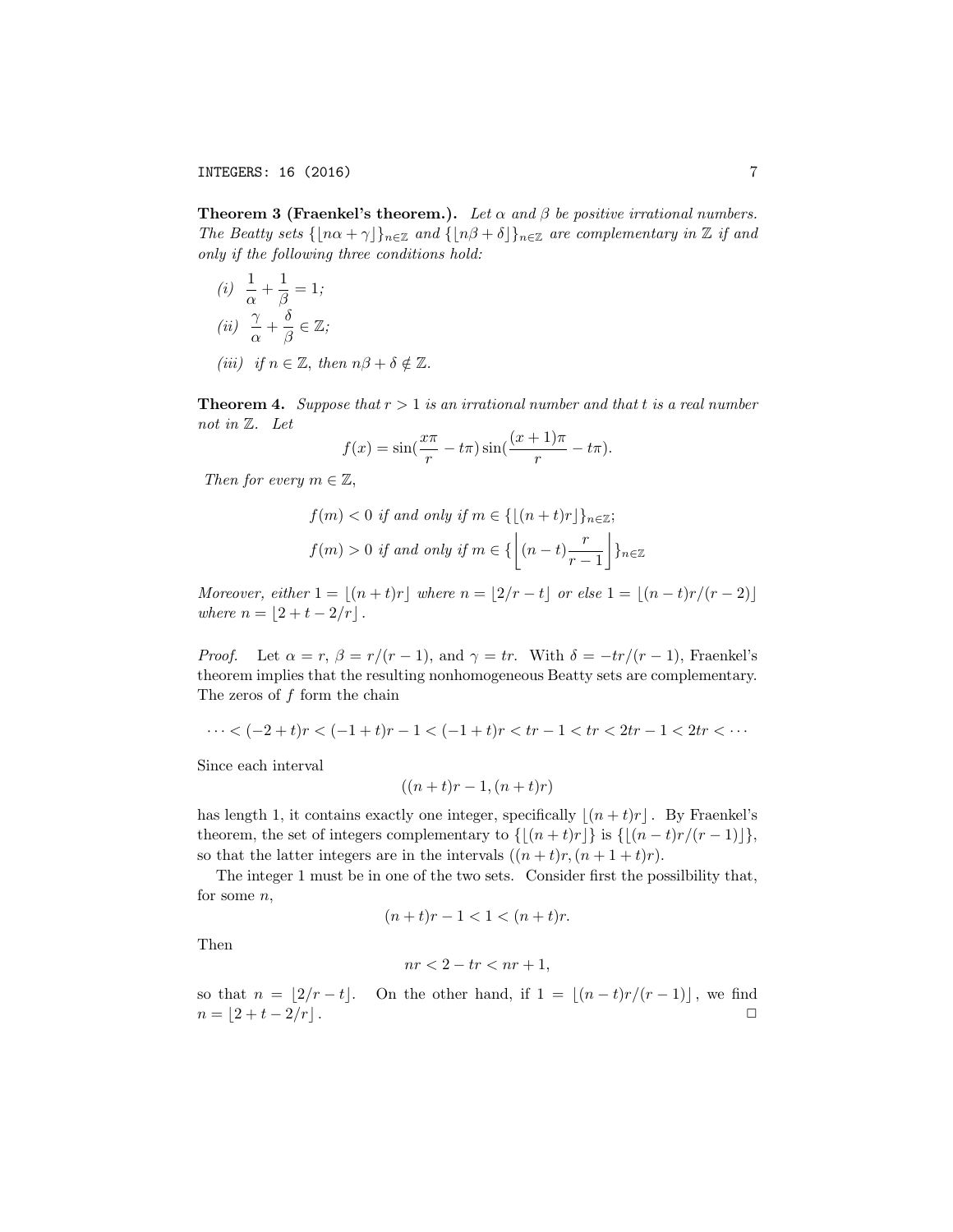**Theorem 3 (Fraenkel's theorem.).** *Let $\alpha$ and $\beta$ be positive irrational numbers. The Beatty sets $\{\lfloor n\alpha + \gamma \rfloor\}_{n\in\mathbb{Z}}$ and $\{\lfloor n\beta + \delta \rfloor\}_{n\in\mathbb{Z}}$ are complementary in $\mathbb{Z}$ if and only if the following three conditions hold:*

*(i)* $\dfrac{1}{\alpha} + \dfrac{1}{\beta} = 1$*;*

*(ii)* $\dfrac{\gamma}{\alpha} + \dfrac{\delta}{\beta} \in \mathbb{Z}$*;*

*(iii) if $n \in \mathbb{Z}$, then $n\beta + \delta \notin \mathbb{Z}$.*

**Theorem 4.** *Suppose that $r > 1$ is an irrational number and that $t$ is a real number not in $\mathbb{Z}$. Let*

$$f(x) = \sin\left(\frac{x\pi}{r} - t\pi\right)\sin\left(\frac{(x+1)\pi}{r} - t\pi\right).$$

*Then for every $m \in \mathbb{Z}$,*

$$f(m) < 0 \text{ if and only if } m \in \{\lfloor (n+t)r \rfloor\}_{n\in\mathbb{Z}};$$

$$f(m) > 0 \text{ if and only if } m \in \left\{\left\lfloor (n-t)\frac{r}{r-1} \right\rfloor\right\}_{n\in\mathbb{Z}}$$

*Moreover, either $1 = \lfloor (n+t)r \rfloor$ where $n = \lfloor 2/r - t \rfloor$ or else $1 = \lfloor (n-t)r/(r-2) \rfloor$ where $n = \lfloor 2 + t - 2/r \rfloor$.*

*Proof.* Let $\alpha = r$, $\beta = r/(r-1)$, and $\gamma = tr$. With $\delta = -tr/(r-1)$, Fraenkel's theorem implies that the resulting nonhomogeneous Beatty sets are complementary. The zeros of $f$ form the chain

$$\cdots < (-2+t)r < (-1+t)r - 1 < (-1+t)r < tr - 1 < tr < 2tr - 1 < 2tr < \cdots$$

Since each interval

$$((n+t)r - 1, (n+t)r)$$

has length 1, it contains exactly one integer, specifically $\lfloor (n+t)r \rfloor$. By Fraenkel's theorem, the set of integers complementary to $\{\lfloor (n+t)r \rfloor\}$ is $\{\lfloor (n-t)r/(r-1) \rfloor\}$, so that the latter integers are in the intervals $((n+t)r, (n+1+t)r)$.

The integer 1 must be in one of the two sets. Consider first the possilbility that, for some $n$,

$$(n+t)r - 1 < 1 < (n+t)r.$$

Then

$$nr < 2 - tr < nr + 1,$$

so that $n = \lfloor 2/r - t \rfloor$. On the other hand, if $1 = \lfloor (n-t)r/(r-1) \rfloor$, we find $n = \lfloor 2 + t - 2/r \rfloor$. □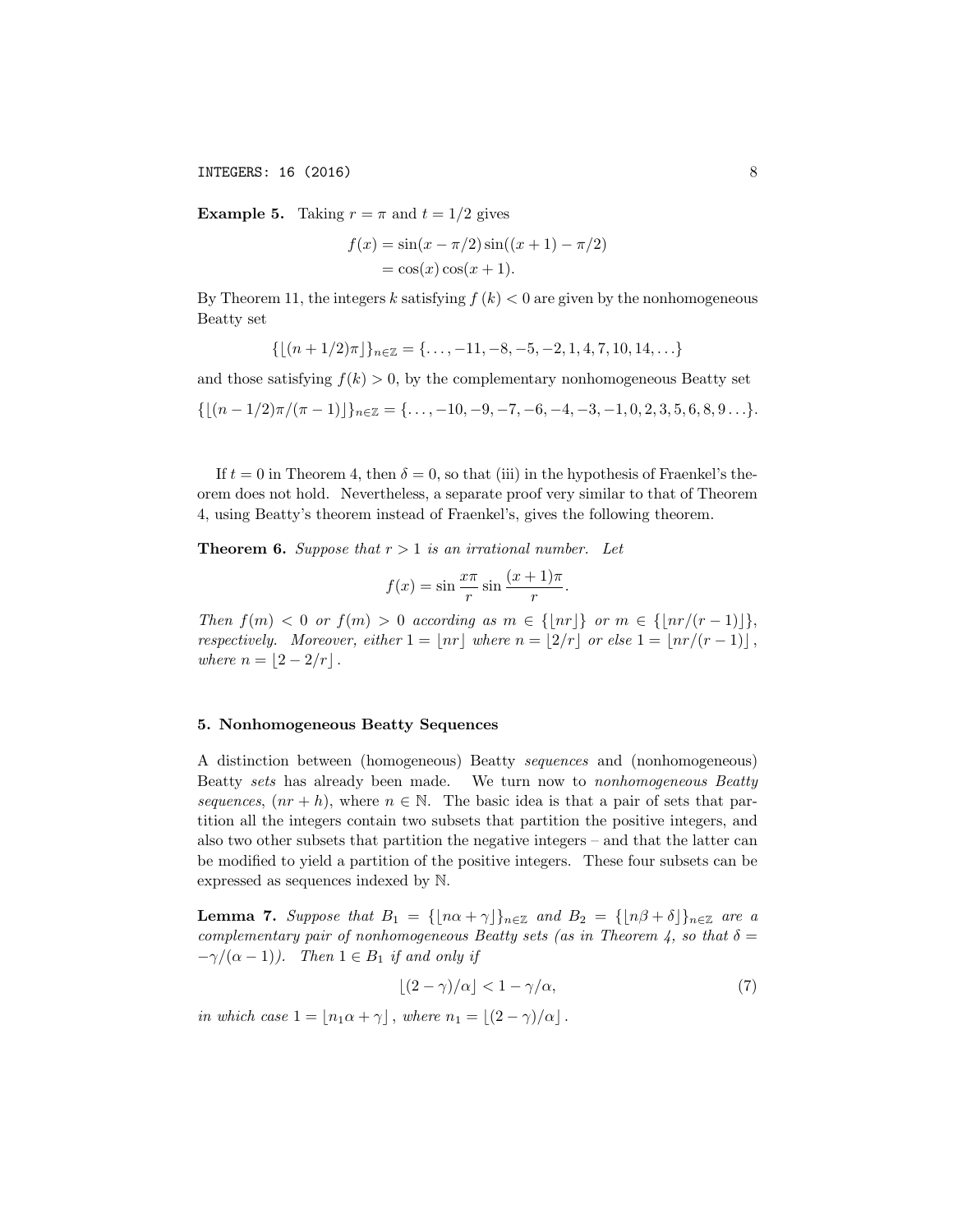**Example 5.** Taking $r = \pi$ and $t = 1/2$ gives

$$\begin{aligned} f(x) &= \sin(x - \pi/2)\sin((x+1) - \pi/2) \\ &= \cos(x)\cos(x+1). \end{aligned}$$

By Theorem 11, the integers $k$ satisfying $f(k) < 0$ are given by the nonhomogeneous Beatty set

$$\{\lfloor (n + 1/2)\pi \rfloor\}_{n\in\mathbb{Z}} = \{\ldots, -11, -8, -5, -2, 1, 4, 7, 10, 14, \ldots\}$$

and those satisfying $f(k) > 0$, by the complementary nonhomogeneous Beatty set

$$\{\lfloor (n - 1/2)\pi/(\pi - 1) \rfloor\}_{n\in\mathbb{Z}} = \{\ldots, -10, -9, -7, -6, -4, -3, -1, 0, 2, 3, 5, 6, 8, 9 \ldots\}.$$

If $t = 0$ in Theorem 4, then $\delta = 0$, so that (iii) in the hypothesis of Fraenkel's theorem does not hold. Nevertheless, a separate proof very similar to that of Theorem 4, using Beatty's theorem instead of Fraenkel's, gives the following theorem.

**Theorem 6.** *Suppose that $r > 1$ is an irrational number. Let*

$$f(x) = \sin\frac{x\pi}{r}\sin\frac{(x+1)\pi}{r}.$$

*Then $f(m) < 0$ or $f(m) > 0$ according as $m \in \{\lfloor nr \rfloor\}$ or $m \in \{\lfloor nr/(r-1) \rfloor\}$, respectively. Moreover, either $1 = \lfloor nr \rfloor$ where $n = \lfloor 2/r \rfloor$ or else $1 = \lfloor nr/(r-1) \rfloor$, where $n = \lfloor 2 - 2/r \rfloor$.*

## 5. Nonhomogeneous Beatty Sequences

A distinction between (homogeneous) Beatty *sequences* and (nonhomogeneous) Beatty *sets* has already been made. We turn now to *nonhomogeneous Beatty sequences*, $(nr + h)$, where $n \in \mathbb{N}$. The basic idea is that a pair of sets that partition all the integers contain two subsets that partition the positive integers, and also two other subsets that partition the negative integers – and that the latter can be modified to yield a partition of the positive integers. These four subsets can be expressed as sequences indexed by $\mathbb{N}$.

**Lemma 7.** *Suppose that $B_1 = \{\lfloor n\alpha + \gamma \rfloor\}_{n\in\mathbb{Z}}$ and $B_2 = \{\lfloor n\beta + \delta \rfloor\}_{n\in\mathbb{Z}}$ are a complementary pair of nonhomogeneous Beatty sets (as in Theorem 4, so that $\delta = -\gamma/(\alpha - 1)$). Then $1 \in B_1$ if and only if*

$$\lfloor (2 - \gamma)/\alpha \rfloor < 1 - \gamma/\alpha, \tag{7}$$

*in which case $1 = \lfloor n_1\alpha + \gamma \rfloor$, where $n_1 = \lfloor (2 - \gamma)/\alpha \rfloor$.*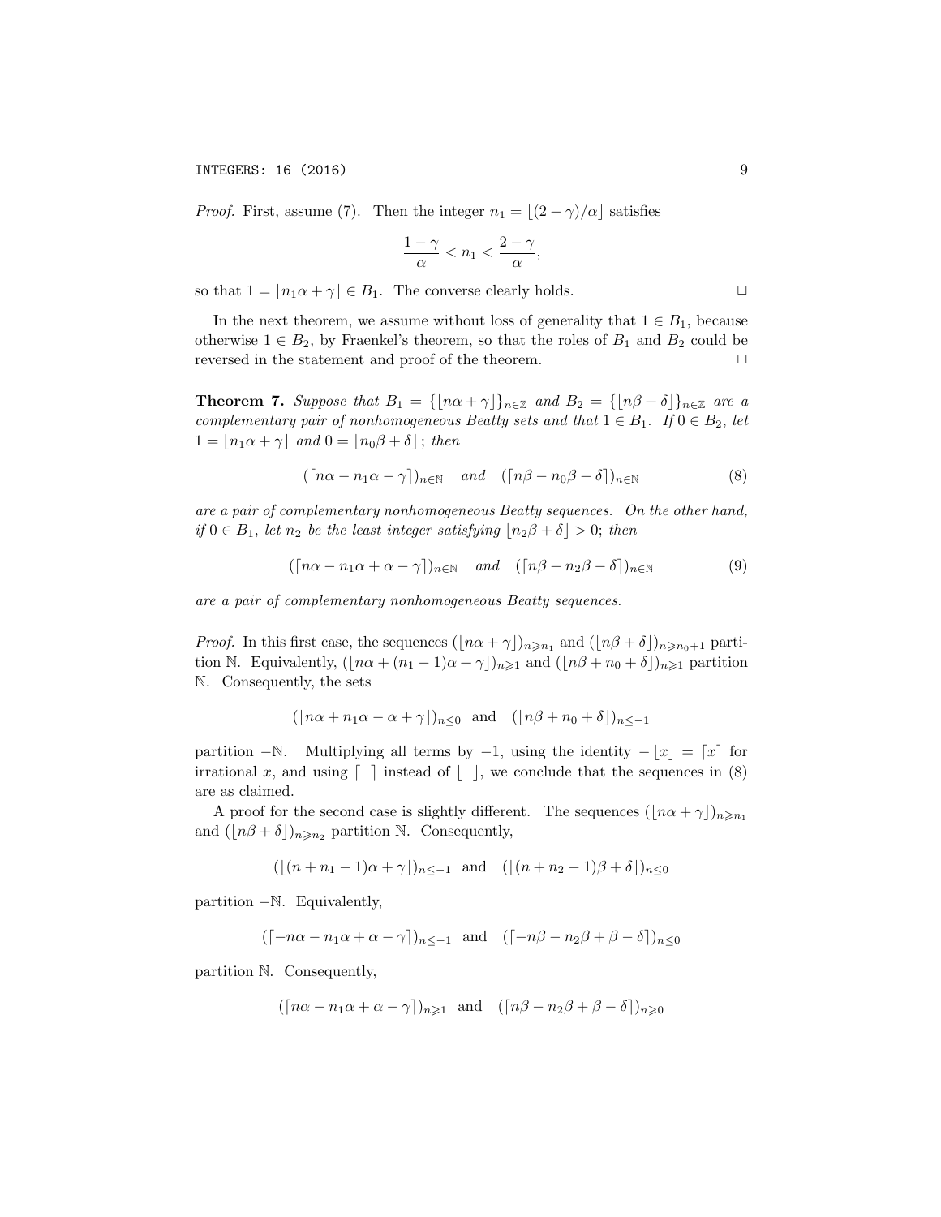*Proof.* First, assume (7). Then the integer $n_1 = \lfloor (2-\gamma)/\alpha \rfloor$ satisfies

$$\frac{1-\gamma}{\alpha} < n_1 < \frac{2-\gamma}{\alpha},$$

so that $1 = \lfloor n_1\alpha + \gamma \rfloor \in B_1$. The converse clearly holds. $\square$

In the next theorem, we assume without loss of generality that $1 \in B_1$, because otherwise $1 \in B_2$, by Fraenkel's theorem, so that the roles of $B_1$ and $B_2$ could be reversed in the statement and proof of the theorem. $\square$

**Theorem 7.** *Suppose that $B_1 = \{\lfloor n\alpha + \gamma \rfloor\}_{n\in\mathbb{Z}}$ and $B_2 = \{\lfloor n\beta + \delta \rfloor\}_{n\in\mathbb{Z}}$ are a complementary pair of nonhomogeneous Beatty sets and that $1 \in B_1$. If $0 \in B_2$, let $1 = \lfloor n_1\alpha + \gamma \rfloor$ and $0 = \lfloor n_0\beta + \delta \rfloor$; then*

$$(\lceil n\alpha - n_1\alpha - \gamma \rceil)_{n\in\mathbb{N}} \quad \text{and} \quad (\lceil n\beta - n_0\beta - \delta \rceil)_{n\in\mathbb{N}} \tag{8}$$

*are a pair of complementary nonhomogeneous Beatty sequences. On the other hand, if $0 \in B_1$, let $n_2$ be the least integer satisfying $\lfloor n_2\beta + \delta \rfloor > 0$; then*

$$(\lceil n\alpha - n_1\alpha + \alpha - \gamma \rceil)_{n\in\mathbb{N}} \quad \text{and} \quad (\lceil n\beta - n_2\beta - \delta \rceil)_{n\in\mathbb{N}} \tag{9}$$

*are a pair of complementary nonhomogeneous Beatty sequences.*

*Proof.* In this first case, the sequences $(\lfloor n\alpha + \gamma \rfloor)_{n\geqslant n_1}$ and $(\lfloor n\beta + \delta \rfloor)_{n\geqslant n_0+1}$ partition $\mathbb{N}$. Equivalently, $(\lfloor n\alpha + (n_1-1)\alpha + \gamma \rfloor)_{n\geqslant 1}$ and $(\lfloor n\beta + n_0 + \delta \rfloor)_{n\geqslant 1}$ partition $\mathbb{N}$. Consequently, the sets

$$(\lfloor n\alpha + n_1\alpha - \alpha + \gamma \rfloor)_{n\leq 0} \quad \text{and} \quad (\lfloor n\beta + n_0 + \delta \rfloor)_{n\leq -1}$$

partition $-\mathbb{N}$. Multiplying all terms by $-1$, using the identity $-\lfloor x \rfloor = \lceil x \rceil$ for irrational $x$, and using $\lceil\ \rceil$ instead of $\lfloor\ \rfloor$, we conclude that the sequences in (8) are as claimed.

A proof for the second case is slightly different. The sequences $(\lfloor n\alpha + \gamma \rfloor)_{n\geqslant n_1}$ and $(\lfloor n\beta + \delta \rfloor)_{n\geqslant n_2}$ partition $\mathbb{N}$. Consequently,

$$(\lfloor (n + n_1 - 1)\alpha + \gamma \rfloor)_{n\leq -1} \quad \text{and} \quad (\lfloor (n + n_2 - 1)\beta + \delta \rfloor)_{n\leq 0}$$

partition $-\mathbb{N}$. Equivalently,

$$(\lceil -n\alpha - n_1\alpha + \alpha - \gamma \rceil)_{n\leq -1} \quad \text{and} \quad (\lceil -n\beta - n_2\beta + \beta - \delta \rceil)_{n\leq 0}$$

partition $\mathbb{N}$. Consequently,

$$(\lceil n\alpha - n_1\alpha + \alpha - \gamma \rceil)_{n\geqslant 1} \quad \text{and} \quad (\lceil n\beta - n_2\beta + \beta - \delta \rceil)_{n\geqslant 0}$$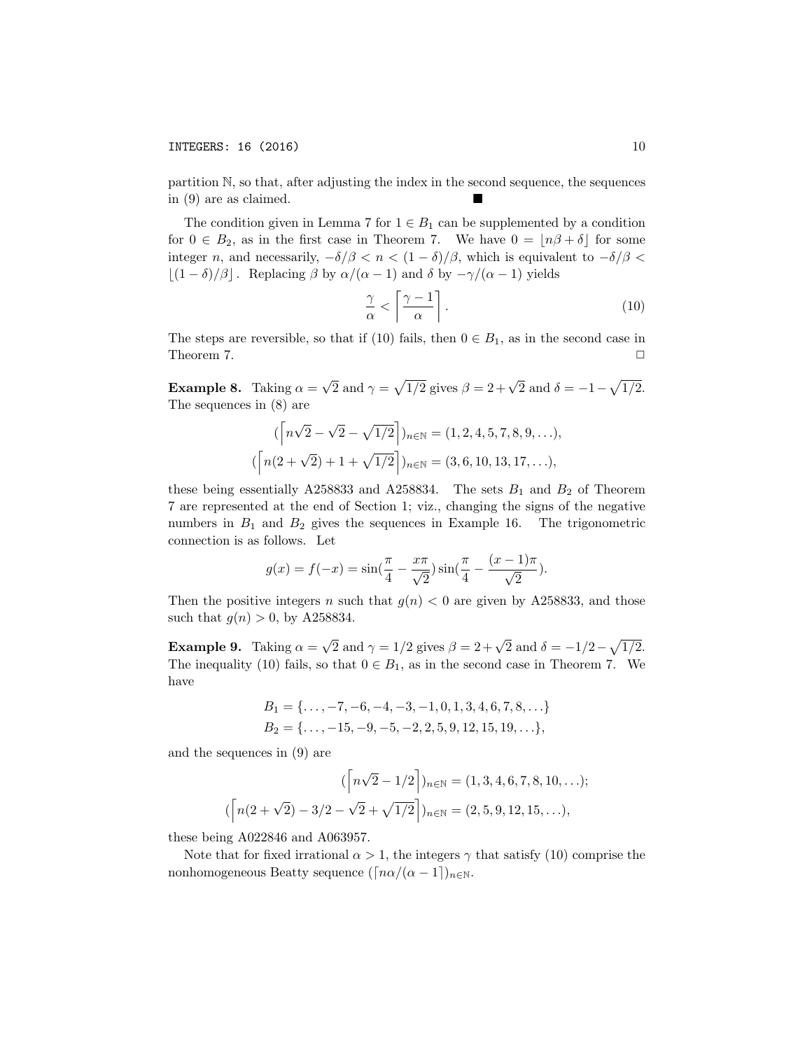partition $\mathbb{N}$, so that, after adjusting the index in the second sequence, the sequences in (9) are as claimed. ■

The condition given in Lemma 7 for $1 \in B_1$ can be supplemented by a condition for $0 \in B_2$, as in the first case in Theorem 7. We have $0 = \lfloor n\beta + \delta \rfloor$ for some integer $n$, and necessarily, $-\delta/\beta < n < (1-\delta)/\beta$, which is equivalent to $-\delta/\beta < \lfloor (1-\delta)/\beta \rfloor$. Replacing $\beta$ by $\alpha/(\alpha-1)$ and $\delta$ by $-\gamma/(\alpha-1)$ yields

$$\frac{\gamma}{\alpha} < \left\lceil \frac{\gamma - 1}{\alpha} \right\rceil. \tag{10}$$

The steps are reversible, so that if (10) fails, then $0 \in B_1$, as in the second case in Theorem 7. □

**Example 8.** Taking $\alpha = \sqrt{2}$ and $\gamma = \sqrt{1/2}$ gives $\beta = 2 + \sqrt{2}$ and $\delta = -1 - \sqrt{1/2}$. The sequences in (8) are

$$(\left\lceil n\sqrt{2} - \sqrt{2} - \sqrt{1/2} \right\rceil)_{n\in\mathbb{N}} = (1, 2, 4, 5, 7, 8, 9, \ldots),$$

$$(\left\lceil n(2+\sqrt{2}) + 1 + \sqrt{1/2} \right\rceil)_{n\in\mathbb{N}} = (3, 6, 10, 13, 17, \ldots),$$

these being essentially A258833 and A258834. The sets $B_1$ and $B_2$ of Theorem 7 are represented at the end of Section 1; viz., changing the signs of the negative numbers in $B_1$ and $B_2$ gives the sequences in Example 16. The trigonometric connection is as follows. Let

$$g(x) = f(-x) = \sin(\frac{\pi}{4} - \frac{x\pi}{\sqrt{2}}) \sin(\frac{\pi}{4} - \frac{(x-1)\pi}{\sqrt{2}}).$$

Then the positive integers $n$ such that $g(n) < 0$ are given by A258833, and those such that $g(n) > 0$, by A258834.

**Example 9.** Taking $\alpha = \sqrt{2}$ and $\gamma = 1/2$ gives $\beta = 2 + \sqrt{2}$ and $\delta = -1/2 - \sqrt{1/2}$. The inequality (10) fails, so that $0 \in B_1$, as in the second case in Theorem 7. We have

$$B_1 = \{\ldots, -7, -6, -4, -3, -1, 0, 1, 3, 4, 6, 7, 8, \ldots\}$$
$$B_2 = \{\ldots, -15, -9, -5, -2, 2, 5, 9, 12, 15, 19, \ldots\},$$

and the sequences in (9) are

$$(\left\lceil n\sqrt{2} - 1/2 \right\rceil)_{n\in\mathbb{N}} = (1, 3, 4, 6, 7, 8, 10, \ldots);$$

$$(\left\lceil n(2+\sqrt{2}) - 3/2 - \sqrt{2} + \sqrt{1/2} \right\rceil)_{n\in\mathbb{N}} = (2, 5, 9, 12, 15, \ldots),$$

these being A022846 and A063957.

Note that for fixed irrational $\alpha > 1$, the integers $\gamma$ that satisfy (10) comprise the nonhomogeneous Beatty sequence $(\lceil n\alpha/(\alpha-1) \rceil)_{n\in\mathbb{N}}$.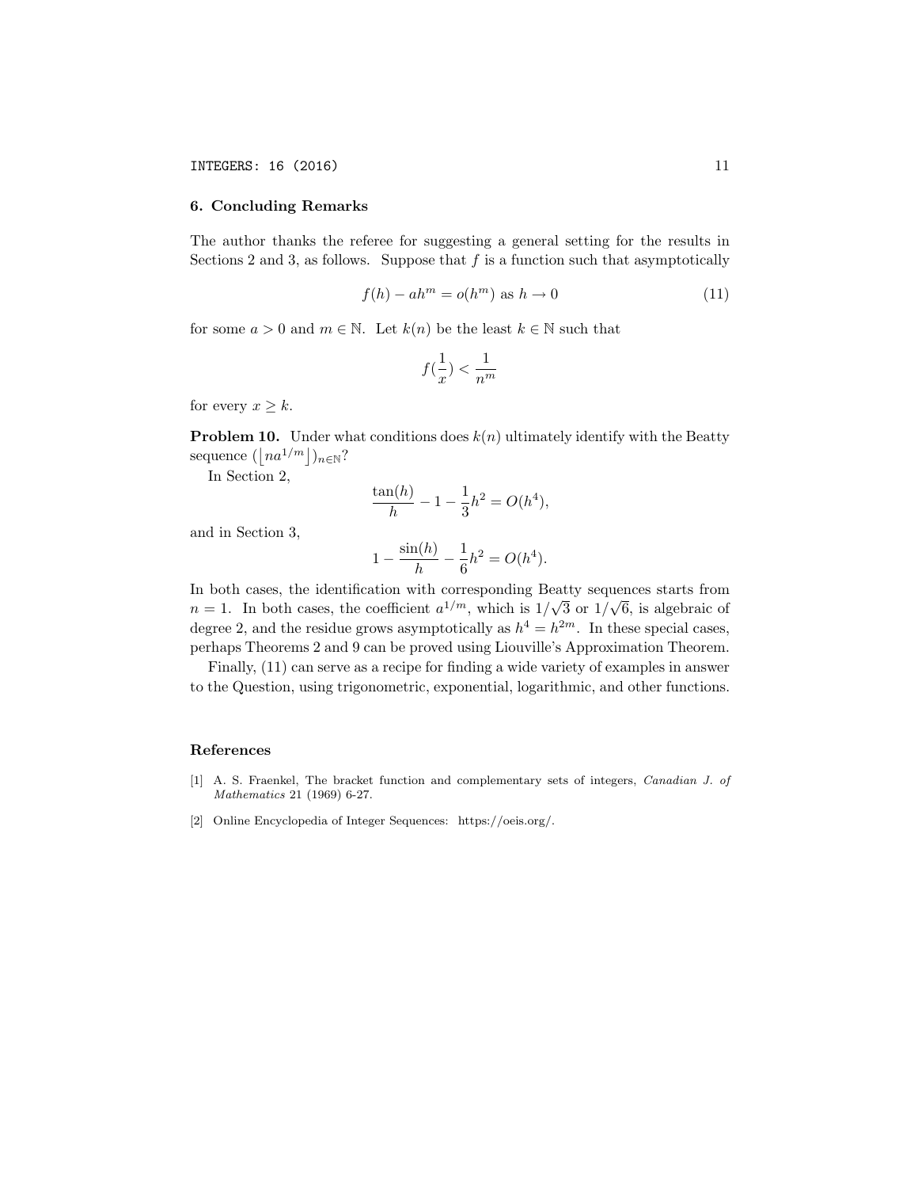## 6. Concluding Remarks

The author thanks the referee for suggesting a general setting for the results in Sections 2 and 3, as follows. Suppose that $f$ is a function such that asymptotically

$$f(h) - ah^m = o(h^m) \text{ as } h \to 0 \tag{11}$$

for some $a > 0$ and $m \in \mathbb{N}$. Let $k(n)$ be the least $k \in \mathbb{N}$ such that

$$f(\frac{1}{x}) < \frac{1}{n^m}$$

for every $x \geq k$.

**Problem 10.** Under what conditions does $k(n)$ ultimately identify with the Beatty sequence $(\lfloor na^{1/m} \rfloor)_{n \in \mathbb{N}}$?

In Section 2,

$$\frac{\tan(h)}{h} - 1 - \frac{1}{3}h^2 = O(h^4),$$

and in Section 3,

$$1 - \frac{\sin(h)}{h} - \frac{1}{6}h^2 = O(h^4).$$

In both cases, the identification with corresponding Beatty sequences starts from $n = 1$. In both cases, the coefficient $a^{1/m}$, which is $1/\sqrt{3}$ or $1/\sqrt{6}$, is algebraic of degree 2, and the residue grows asymptotically as $h^4 = h^{2m}$. In these special cases, perhaps Theorems 2 and 9 can be proved using Liouville's Approximation Theorem.

Finally, (11) can serve as a recipe for finding a wide variety of examples in answer to the Question, using trigonometric, exponential, logarithmic, and other functions.

## References

[1] A. S. Fraenkel, The bracket function and complementary sets of integers, *Canadian J. of Mathematics* 21 (1969) 6-27.

[2] Online Encyclopedia of Integer Sequences: https://oeis.org/.